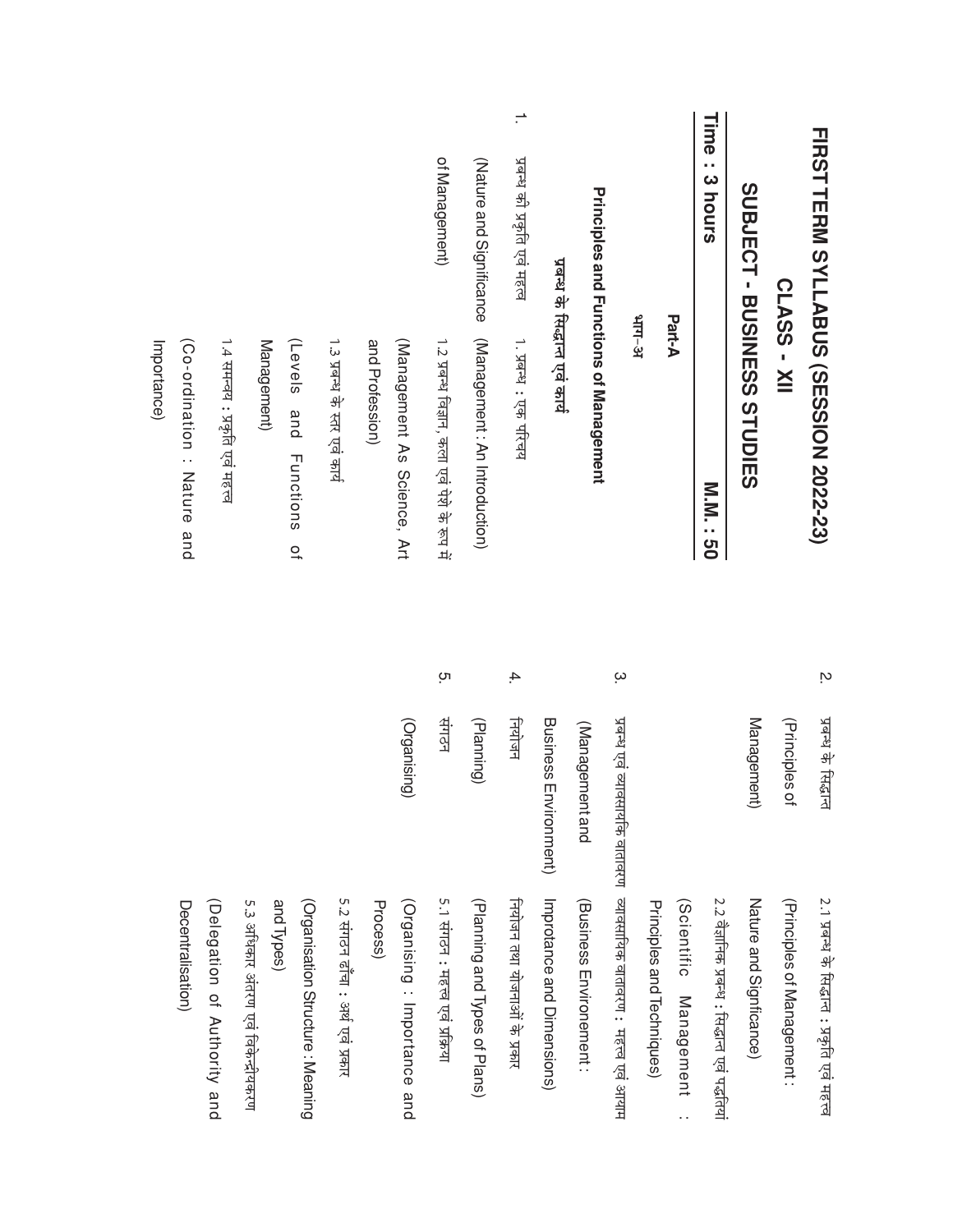# FIRST TERM SYLLABUS (SESSION 2022-23)

## CLASS - XII

## SUBJECT - BUSINESS STUDIES

**Time : 3 hours** **M.M. : 50**

**Part-A**

**भाग-अ**

**Principles and Functions of Management**

**प्रबन्ध के सिद्धान्त एवं कार्य**

| | | |
|---|---|---|
| 1. | प्रबन्ध की प्रकृति एवं महत्व (Nature and Significance of Management) | 1. प्रबन्ध : एक परिचय (Management : An Introduction) |
| | | 1.2 प्रबन्ध विज्ञान, कला एवं पेशे के रूप में (Management As Science, Art and Profession) |
| | | 1.3 प्रबन्ध के स्तर एवं कार्य (Levels and Functions of Management) |
| | | 1.4 समन्वय : प्रकृति एवं महत्त्व (Co-ordination : Nature and Importance) |
| 2. | प्रबन्ध के सिद्धान्त (Principles of Management) | 2.1 प्रबन्ध के सिद्धान्त : प्रकृति एवं महत्व (Principles of Management : Nature and Significance) |
| | | 2.2 वैज्ञानिक प्रबन्ध : सिद्धान्त एवं पद्धतियां (Scientific Management : Principles and Techniques) |
| 3. | प्रबन्ध एवं व्यावसायिक वातावरण (Management and Business Environment) | व्यावसायिक वातावरण : महत्त्व एवं आयाम (Business Environement : Inprotance and Dimensions) |
| 4. | नियोजन (Planning) | नियोजन तथा योजनाओं के प्रकार (Planning and Types of Plans) |
| 5. | संगठन (Organising) | 5.1 संगठन : महत्त्व एवं प्रक्रिया (Organising : Importance and Process) |
| | | 5.2 संगठन ढाँचा : अर्थ एवं प्रकार (Organisation Structure : Meaning and Types) |
| | | 5.3 अधिकार अंतरण एवं विकेन्द्रीयकरण (Delegation of Authority and Decentralisation) |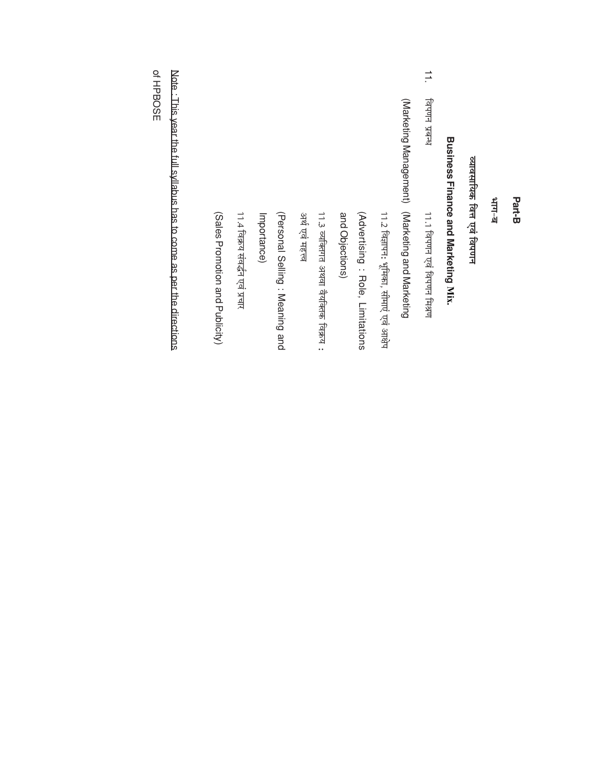**Part-B**

**भाग–ब**

**व्यावसायिक वित्त एवं विपणन**

**Business Finance and Marketing Mix.**

| | | |
|---|---|---|
| 11. | विपणन प्रबन्ध (Marketing Management) | 11.1 विपणन एवं विपणन मिश्रण (Marketing and Marketing |
| | | 11.2 विज्ञापन: भूमिका, सीमाएं एवं आक्षेप (Advertising : Role, Limitations and Objections) |
| | | 11.3 व्यक्तिगत अथवा वैयक्तिक विक्रय : अर्थ एवं महत्त्व (Personal Selling : Meaning and Importance) |
| | | 11.4 विक्रय संवर्द्धन एवं प्रचार (Sales Promotion and Publicity) |

Note : This year the full syllabus has to come as per the directions of HPBOSE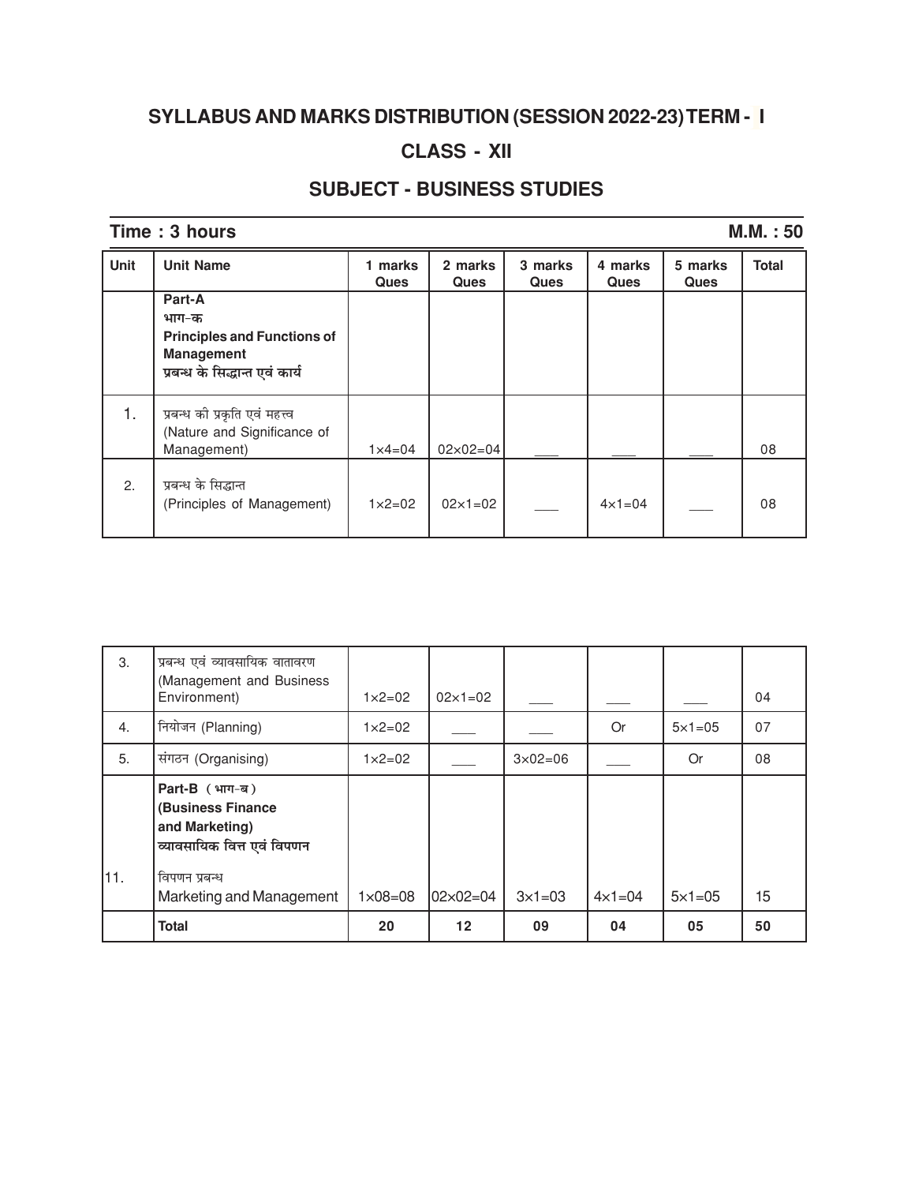## SYLLABUS AND MARKS DISTRIBUTION (SESSION 2022-23) TERM - I

## CLASS - XII

## SUBJECT - BUSINESS STUDIES

**Time : 3 hours** **M.M. : 50**

| Unit | Unit Name | 1 marks Ques | 2 marks Ques | 3 marks Ques | 4 marks Ques | 5 marks Ques | Total |
|---|---|---|---|---|---|---|---|
| | **Part-A** **भाग-क** **Principles and Functions of Management** **प्रबन्ध के सिद्धान्त एवं कार्य** | | | | | | |
| 1. | प्रबन्ध की प्रकृति एवं महत्त्व (Nature and Significance of Management) | 1×4=04 | 02×02=04 | ___ | ___ | ___ | 08 |
| 2. | प्रबन्ध के सिद्धान्त (Principles of Management) | 1×2=02 | 02×1=02 | ___ | 4×1=04 | ___ | 08 |
| 3. | प्रबन्ध एवं व्यावसायिक वातावरण (Management and Business Environment) | 1×2=02 | 02×1=02 | ___ | ___ | ___ | 04 |
| 4. | नियोजन (Planning) | 1×2=02 | ___ | ___ | Or | 5×1=05 | 07 |
| 5. | संगठन (Organising) | 1×2=02 | ___ | 3×02=06 | ___ | Or | 08 |
| | **Part-B (भाग-ब)** **(Business Finance and Marketing)** **व्यावसायिक वित्त एवं विपणन** | | | | | | |
| 11. | विपणन प्रबन्ध Marketing and Management | 1×08=08 | 02×02=04 | 3×1=03 | 4×1=04 | 5×1=05 | 15 |
| | **Total** | **20** | **12** | **09** | **04** | **05** | **50** |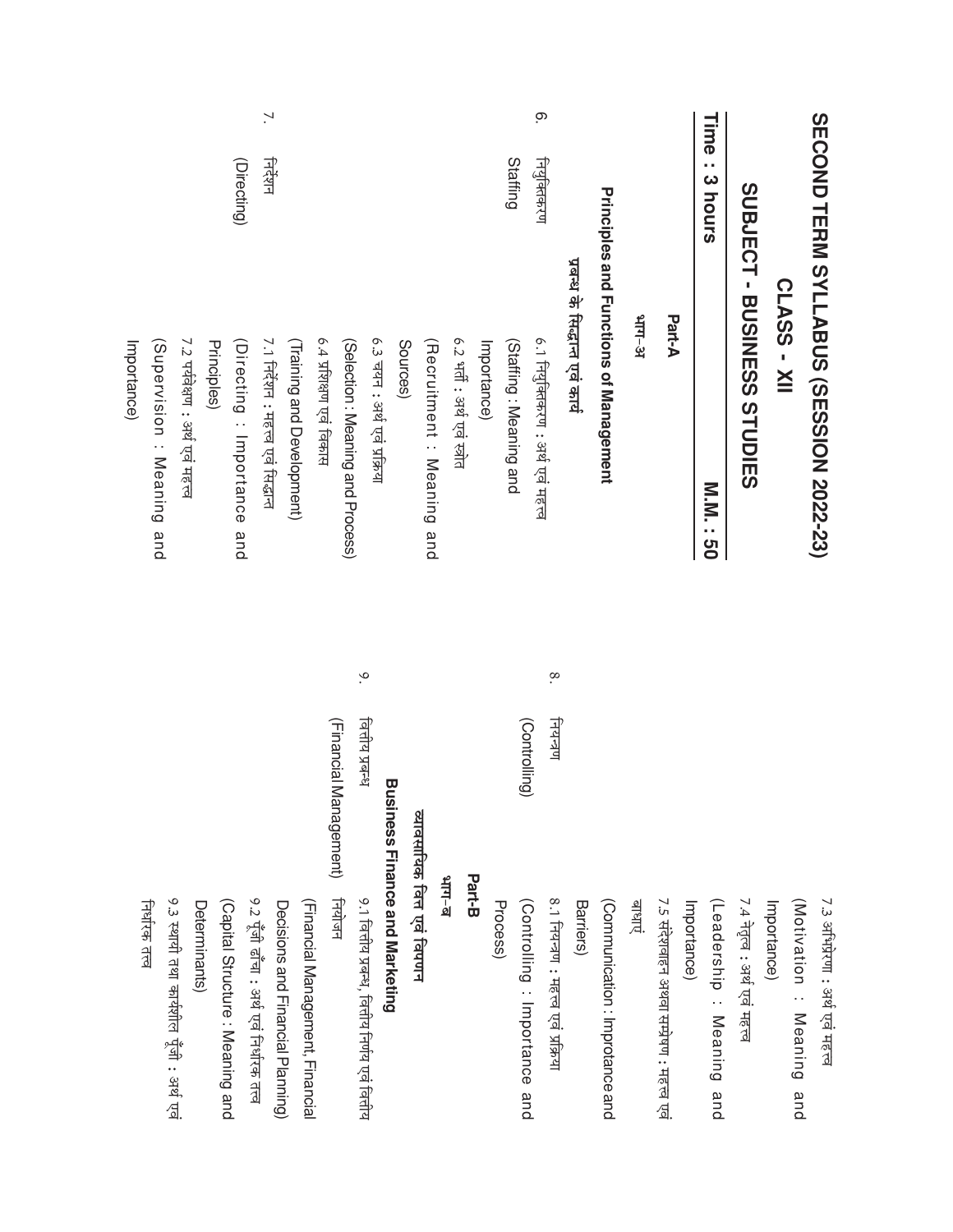# SECOND TERM SYLLABUS (SESSION 2022-23)

## CLASS - XII

## SUBJECT - BUSINESS STUDIES

**Time : 3 hours** **M.M. : 50**

### Part-A

### भाग-अ

**Principles and Functions of Management**

**प्रबन्ध के सिद्धान्त एवं कार्य**

| | | |
|---|---|---|
| 6. | नियुक्तिकरण<br>Staffing | 6.1 नियुक्तिकरण : अर्थ एवं महत्त्व<br>(Staffing : Meaning and Importance)<br>6.2 भर्ती : अर्थ एवं स्रोत<br>(Recruitment : Meaning and Sources)<br>6.3 चयन : अर्थ एवं प्रक्रिया<br>(Selection : Meaning and Process)<br>6.4 प्रशिक्षण एवं विकास<br>(Training and Development) |
| 7. | निर्देशन<br>(Directing) | 7.1 निर्देशन : महत्त्व एवं सिद्धान्त<br>(Directing : Importance and Principles)<br>7.2 पर्यवेक्षण : अर्थ एवं महत्त्व<br>(Supervision : Meaning and Importance)<br>7.3 अभिप्रेरणा : अर्थ एवं महत्त्व<br>(Motivation : Meaning and Importance)<br>7.4 नेतृत्व : अर्थ एवं महत्त्व<br>(Leadership : Meaning and Importance)<br>7.5 संदेशवहन अथवा सम्प्रेषण : महत्त्व एवं बाधाएं<br>(Communication : Improtance and Barriers) |
| 8. | नियन्त्रण<br>(Controlling) | 8.1 नियन्त्रण : महत्त्व एवं प्रक्रिया<br>(Controlling : Importance and Process) |

### Part-B

### भाग-ब

**व्यावसायिक वित्त एवं विपणन**

**Business Finance and Marketing**

| | | |
|---|---|---|
| 9. | वित्तीय प्रबन्ध<br>(Financial Management) | 9.1 वित्तीय प्रबन्ध, वित्तीय निर्णय एवं वित्तीय नियोजन<br>(Financial Management, Financial Decisions and Financial Planning)<br>9.2 पूँजी ढाँचा : अर्थ एवं निर्धारक तत्व<br>(Capital Structure : Meaning and Determinants)<br>9.3 स्थायी तथा कार्यशील पूँजी : अर्थ एवं निर्धारक तत्व |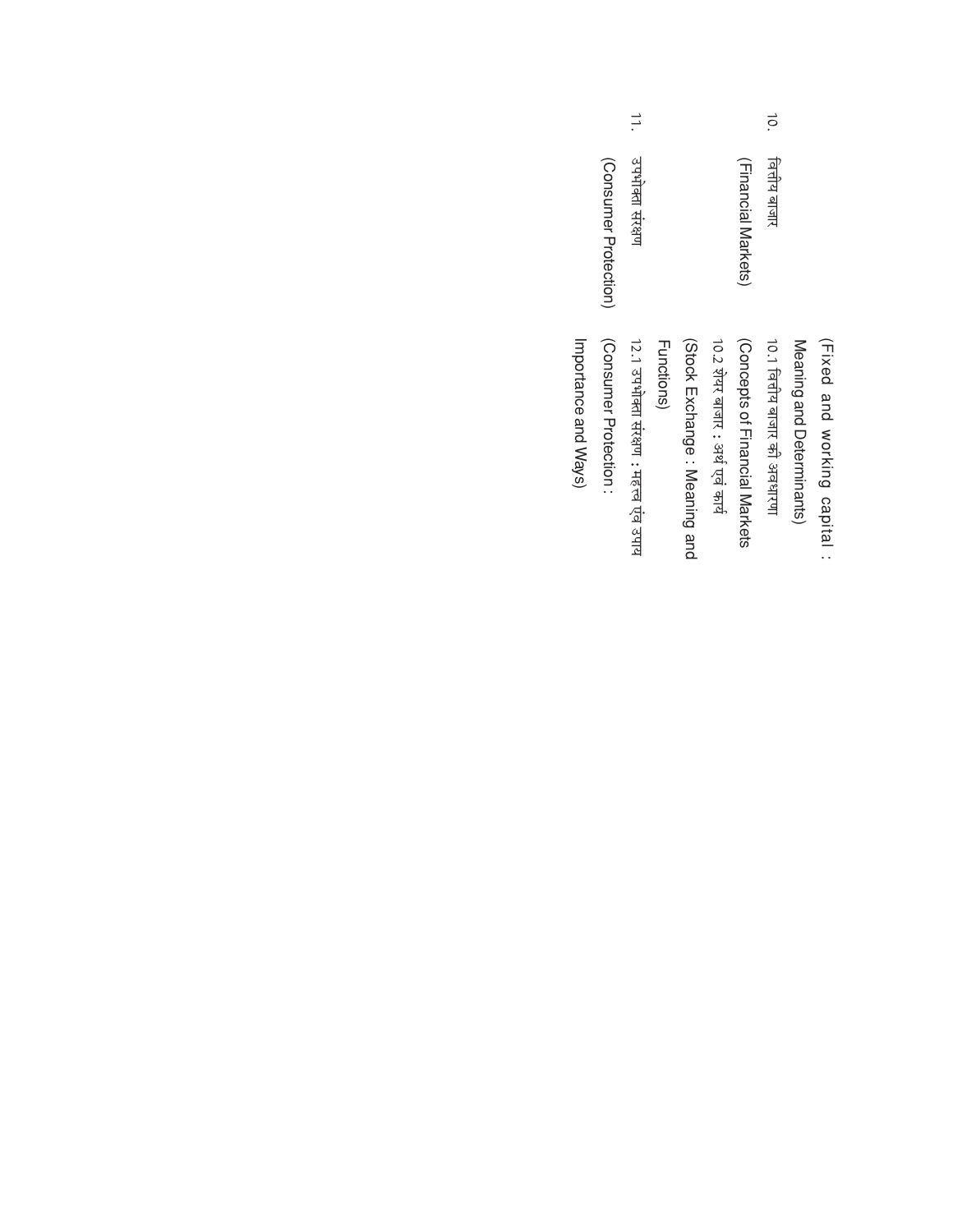| | | |
|---|---|---|
| | | (Fixed and working capital : Meaning and Determinants) |
| 10. | वित्तीय बाजार (Financial Markets) | 10.1 वित्तीय बाजार की अवधारणा (Concepts of Financial Markets) |
| | | 10.2 शेयर बाजार : अर्थ एवं कार्य (Stock Exchange : Meaning and Functions) |
| 11. | उपभोक्ता संरक्षण (Consumer Protection) | 12.1 उपभोक्ता संरक्षण : महत्व एवं उपाय (Consumer Protection : Importance and Ways) |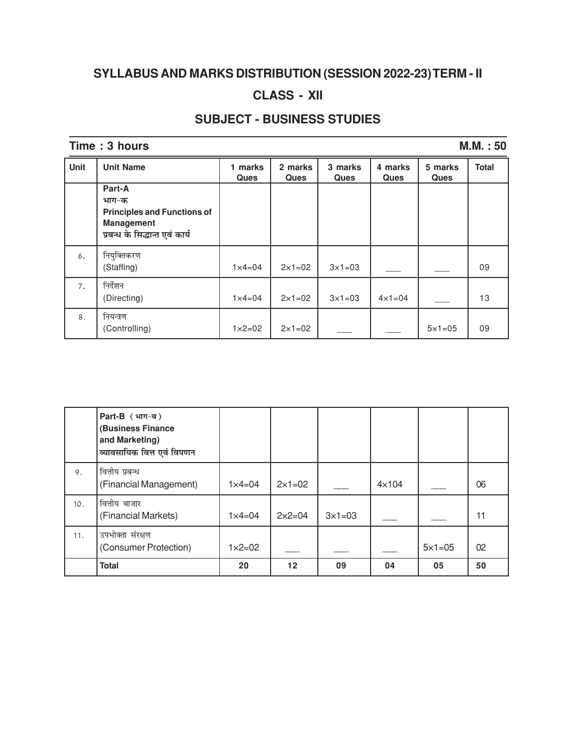## SYLLABUS AND MARKS DISTRIBUTION (SESSION 2022-23) TERM - II

## CLASS - XII

## SUBJECT - BUSINESS STUDIES

**Time : 3 hours** **M.M. : 50**

| Unit | Unit Name | 1 marks Ques | 2 marks Ques | 3 marks Ques | 4 marks Ques | 5 marks Ques | Total |
|---|---|---|---|---|---|---|---|
| | **Part-A** भाग-क **Principles and Functions of Management** **प्रबन्ध के सिद्धान्त एवं कार्य** | | | | | | |
| 6. | नियुक्तिकरण (Staffing) | 1×4=04 | 2×1=02 | 3×1=03 | ___ | ___ | 09 |
| 7. | निर्देशन (Directing) | 1×4=04 | 2×1=02 | 3×1=03 | 4×1=04 | ___ | 13 |
| 8. | नियन्त्रण (Controlling) | 1×2=02 | 2×1=02 | ___ | ___ | 5×1=05 | 09 |
| | **Part-B (भाग-ब) (Business Finance and Marketing)** **व्यावसायिक वित्त एवं विपणन** | | | | | | |
| 9. | वित्तीय प्रबन्ध (Financial Management) | 1×4=04 | 2×1=02 | ___ | 4×104 | ___ | 06 |
| 10. | वित्तीय बाजार (Financial Markets) | 1×4=04 | 2×2=04 | 3×1=03 | ___ | ___ | 11 |
| 11. | उपभोक्ता संरक्षण (Consumer Protection) | 1×2=02 | ___ | ___ | ___ | 5×1=05 | 02 |
| | **Total** | **20** | **12** | **09** | **04** | **05** | **50** |